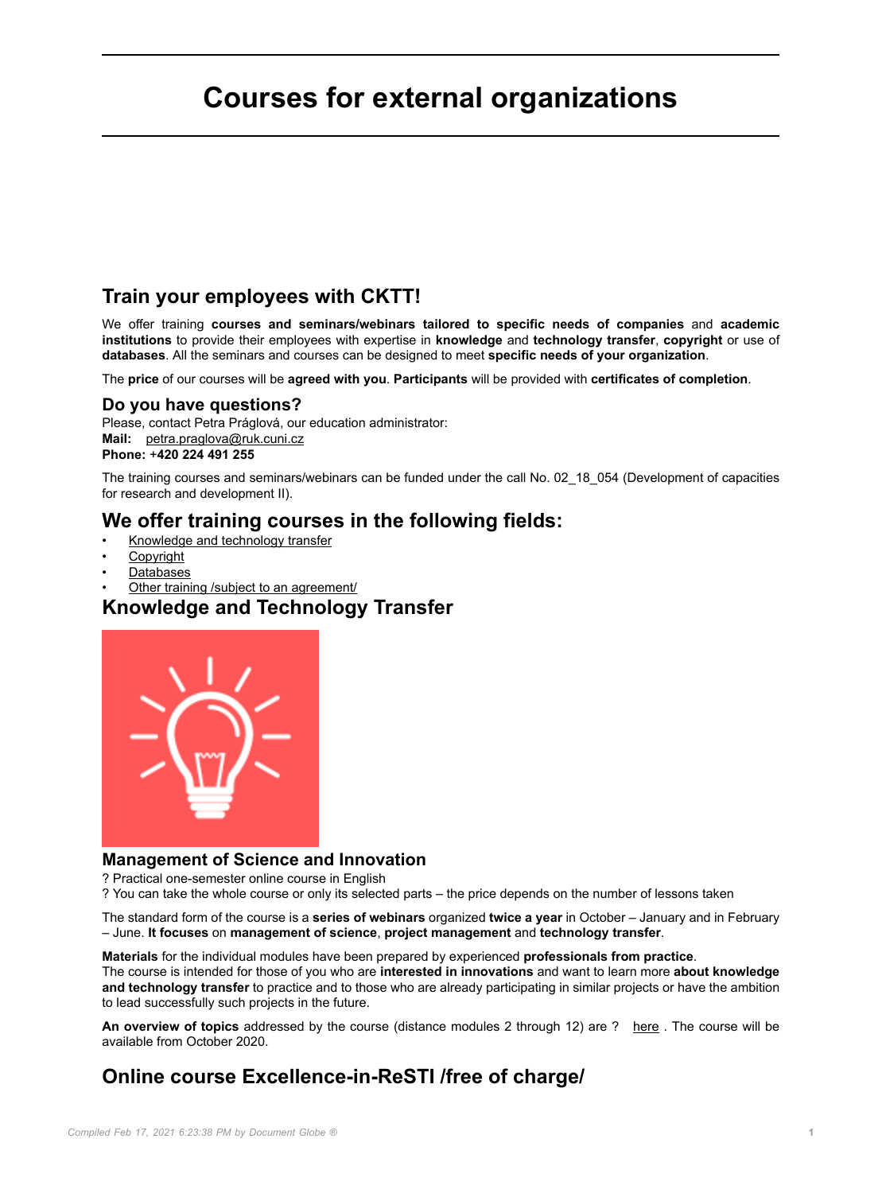# Courses for external organizations

## Train your employees with CKTT!

We offer training **courses and seminars/webinars tailored to specific needs of companies** and **academic institutions** to provide their employees with expertise in **knowledge** and **technology transfer**, **copyright** or use of **databases**. All the seminars and courses can be designed to meet **specific needs of your organization**.

The **price** of our courses will be **agreed with you**. **Participants** will be provided with **certificates of completion**.

### Do you have questions?

Please, contact Petra Práglová, our education administrator:
**Mail:** petra.praglova@ruk.cuni.cz
**Phone:** +420 224 491 255

The training courses and seminars/webinars can be funded under the call No. 02_18_054 (Development of capacities for research and development II).

## We offer training courses in the following fields:

- Knowledge and technology transfer
- Copyright
- Databases
- Other training /subject to an agreement/

## Knowledge and Technology Transfer

### Management of Science and Innovation

? Practical one-semester online course in English
? You can take the whole course or only its selected parts – the price depends on the number of lessons taken

The standard form of the course is a **series of webinars** organized **twice a year** in October – January and in February – June. **It focuses** on **management of science**, **project management** and **technology transfer**.

**Materials** for the individual modules have been prepared by experienced **professionals from practice**.
The course is intended for those of you who are **interested in innovations** and want to learn more **about knowledge and technology transfer** to practice and to those who are already participating in similar projects or have the ambition to lead successfully such projects in the future.

**An overview of topics** addressed by the course (distance modules 2 through 12) are ? here . The course will be available from October 2020.

## Online course Excellence-in-ReSTI /free of charge/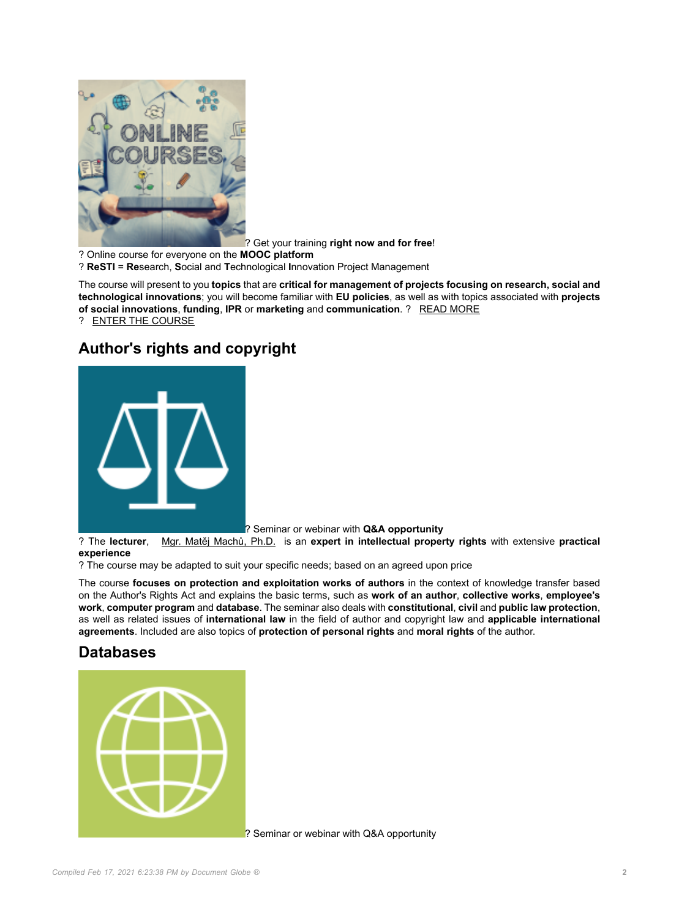? Get your training **right now and for free**!
? Online course for everyone on the **MOOC platform**
? **ReSTI** = **Re**search, **S**ocial and **T**echnological **I**nnovation Project Management

The course will present to you **topics** that are **critical for management of projects focusing on research, social and technological innovations**; you will become familiar with **EU policies**, as well as with topics associated with **projects of social innovations**, **funding**, **IPR** or **marketing** and **communication**. ? READ MORE
? ENTER THE COURSE

## Author's rights and copyright

? Seminar or webinar with **Q&A opportunity**
? The **lecturer**, Mgr. Matěj Machů, Ph.D. is an **expert in intellectual property rights** with extensive **practical experience**
? The course may be adapted to suit your specific needs; based on an agreed upon price

The course **focuses on protection and exploitation works of authors** in the context of knowledge transfer based on the Author's Rights Act and explains the basic terms, such as **work of an author**, **collective works**, **employee's work**, **computer program** and **database**. The seminar also deals with **constitutional**, **civil** and **public law protection**, as well as related issues of **international law** in the field of author and copyright law and **applicable international agreements**. Included are also topics of **protection of personal rights** and **moral rights** of the author.

## Databases

? Seminar or webinar with Q&A opportunity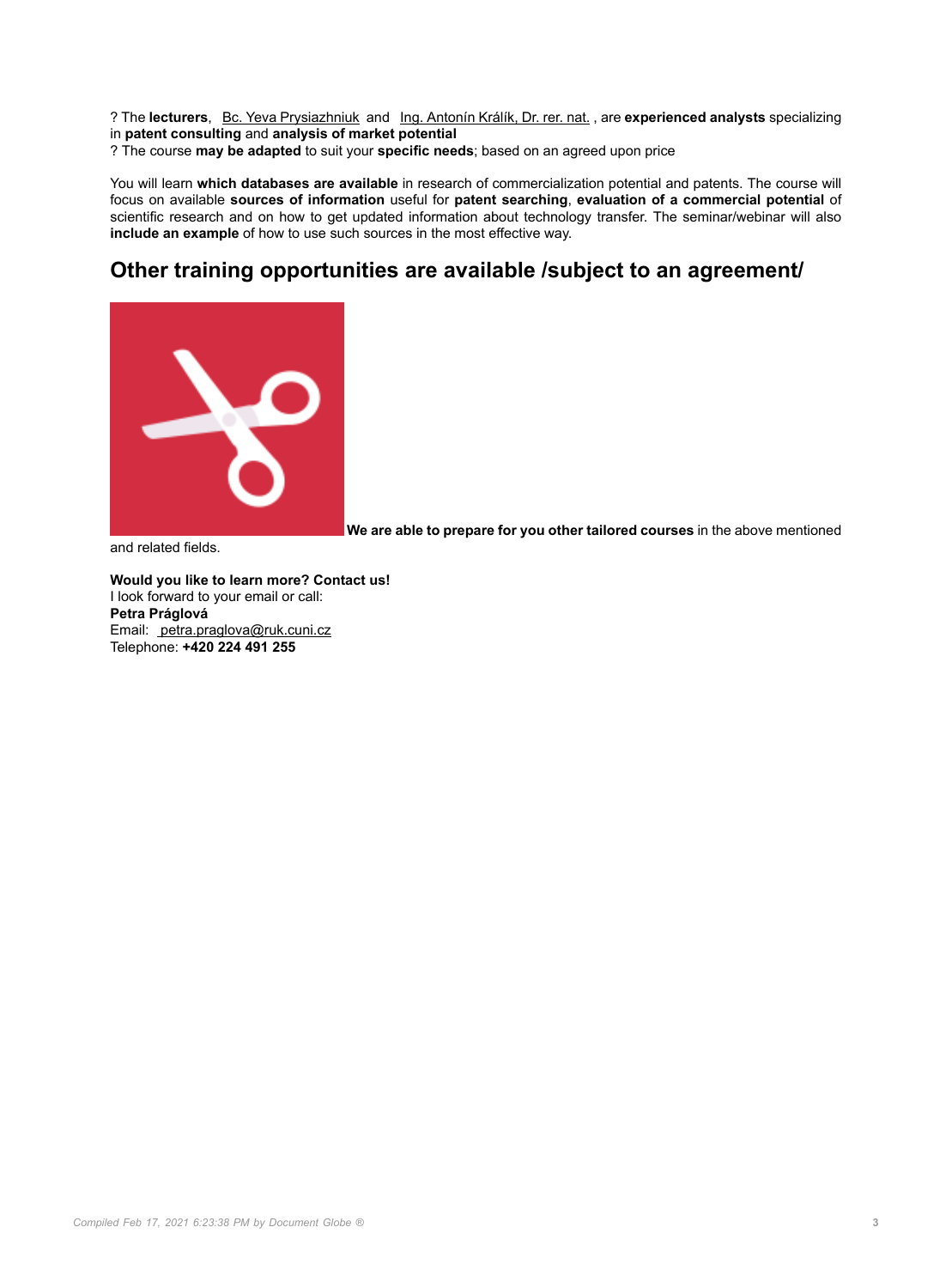? The **lecturers**, Bc. Yeva Prysiazhniuk and Ing. Antonín Králík, Dr. rer. nat. , are **experienced analysts** specializing in **patent consulting** and **analysis of market potential**
? The course **may be adapted** to suit your **specific needs**; based on an agreed upon price

You will learn **which databases are available** in research of commercialization potential and patents. The course will focus on available **sources of information** useful for **patent searching**, **evaluation of a commercial potential** of scientific research and on how to get updated information about technology transfer. The seminar/webinar will also **include an example** of how to use such sources in the most effective way.

## Other training opportunities are available /subject to an agreement/

**We are able to prepare for you other tailored courses** in the above mentioned and related fields.

**Would you like to learn more? Contact us!**
I look forward to your email or call:
**Petra Práglová**
Email: petra.praglova@ruk.cuni.cz
Telephone: **+420 224 491 255**